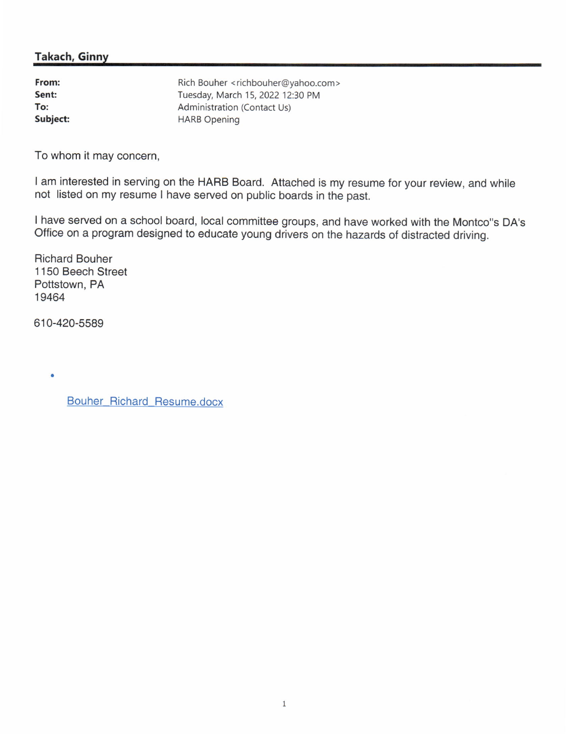**Takach, Ginny**

| | |
|---|---|
| **From:** | Rich Bouher <richbouher@yahoo.com> |
| **Sent:** | Tuesday, March 15, 2022 12:30 PM |
| **To:** | Administration (Contact Us) |
| **Subject:** | HARB Opening |

To whom it may concern,

I am interested in serving on the HARB Board. Attached is my resume for your review, and while not listed on my resume I have served on public boards in the past.

I have served on a school board, local committee groups, and have worked with the Montco"s DA's Office on a program designed to educate young drivers on the hazards of distracted driving.

Richard Bouher
1150 Beech Street
Pottstown, PA
19464

610-420-5589

- Bouher_Richard_Resume.docx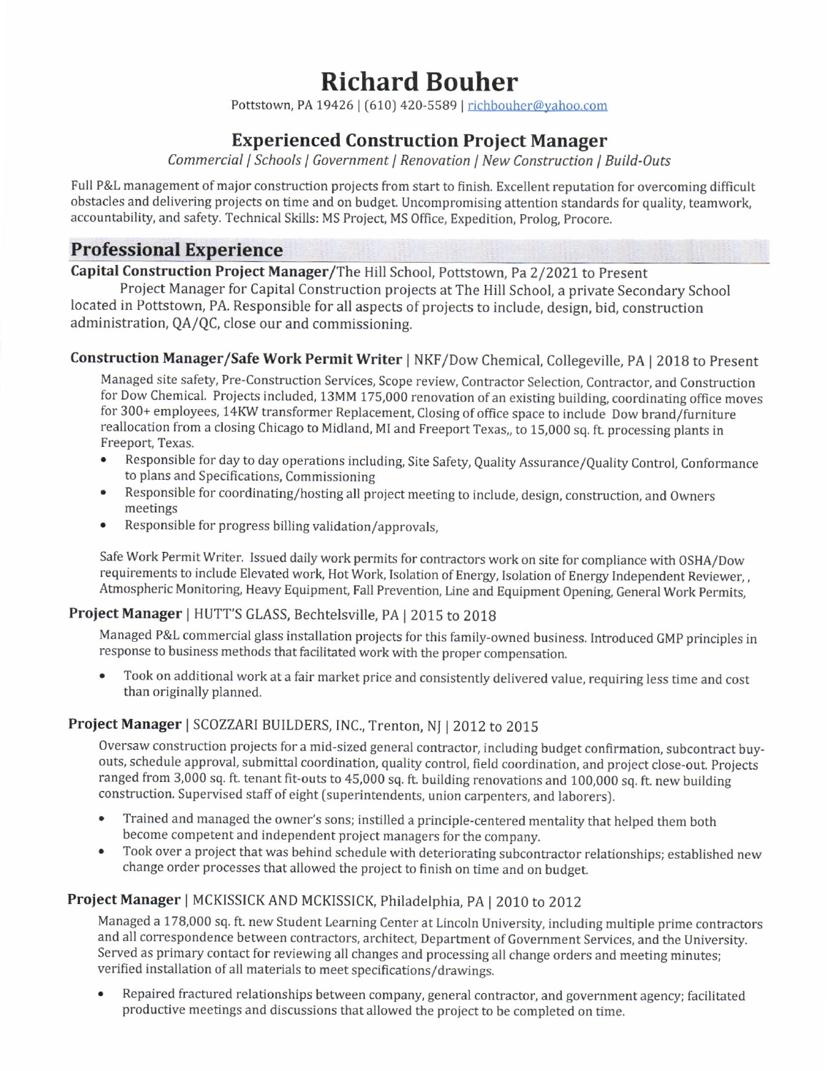# Richard Bouher

Pottstown, PA 19426 | (610) 420-5589 | richbouher@yahoo.com

## Experienced Construction Project Manager

*Commercial | Schools | Government | Renovation | New Construction | Build-Outs*

Full P&L management of major construction projects from start to finish. Excellent reputation for overcoming difficult obstacles and delivering projects on time and on budget. Uncompromising attention standards for quality, teamwork, accountability, and safety. Technical Skills: MS Project, MS Office, Expedition, Prolog, Procore.

## Professional Experience

**Capital Construction Project Manager**/The Hill School, Pottstown, Pa 2/2021 to Present

Project Manager for Capital Construction projects at The Hill School, a private Secondary School located in Pottstown, PA. Responsible for all aspects of projects to include, design, bid, construction administration, QA/QC, close our and commissioning.

**Construction Manager/Safe Work Permit Writer** | NKF/Dow Chemical, Collegeville, PA | 2018 to Present

Managed site safety, Pre-Construction Services, Scope review, Contractor Selection, Contractor, and Construction for Dow Chemical. Projects included, 13MM 175,000 renovation of an existing building, coordinating office moves for 300+ employees, 14KW transformer Replacement, Closing of office space to include Dow brand/furniture reallocation from a closing Chicago to Midland, MI and Freeport Texas,, to 15,000 sq. ft. processing plants in Freeport, Texas.

- Responsible for day to day operations including, Site Safety, Quality Assurance/Quality Control, Conformance to plans and Specifications, Commissioning
- Responsible for coordinating/hosting all project meeting to include, design, construction, and Owners meetings
- Responsible for progress billing validation/approvals,

Safe Work Permit Writer. Issued daily work permits for contractors work on site for compliance with OSHA/Dow requirements to include Elevated work, Hot Work, Isolation of Energy, Isolation of Energy Independent Reviewer,, Atmospheric Monitoring, Heavy Equipment, Fall Prevention, Line and Equipment Opening, General Work Permits,

**Project Manager** | HUTT'S GLASS, Bechtelsville, PA | 2015 to 2018

Managed P&L commercial glass installation projects for this family-owned business. Introduced GMP principles in response to business methods that facilitated work with the proper compensation.

- Took on additional work at a fair market price and consistently delivered value, requiring less time and cost than originally planned.

**Project Manager** | SCOZZARI BUILDERS, INC., Trenton, NJ | 2012 to 2015

Oversaw construction projects for a mid-sized general contractor, including budget confirmation, subcontract buy-outs, schedule approval, submittal coordination, quality control, field coordination, and project close-out. Projects ranged from 3,000 sq. ft. tenant fit-outs to 45,000 sq. ft. building renovations and 100,000 sq. ft. new building construction. Supervised staff of eight (superintendents, union carpenters, and laborers).

- Trained and managed the owner's sons; instilled a principle-centered mentality that helped them both become competent and independent project managers for the company.
- Took over a project that was behind schedule with deteriorating subcontractor relationships; established new change order processes that allowed the project to finish on time and on budget.

**Project Manager** | MCKISSICK AND MCKISSICK, Philadelphia, PA | 2010 to 2012

Managed a 178,000 sq. ft. new Student Learning Center at Lincoln University, including multiple prime contractors and all correspondence between contractors, architect, Department of Government Services, and the University. Served as primary contact for reviewing all changes and processing all change orders and meeting minutes; verified installation of all materials to meet specifications/drawings.

- Repaired fractured relationships between company, general contractor, and government agency; facilitated productive meetings and discussions that allowed the project to be completed on time.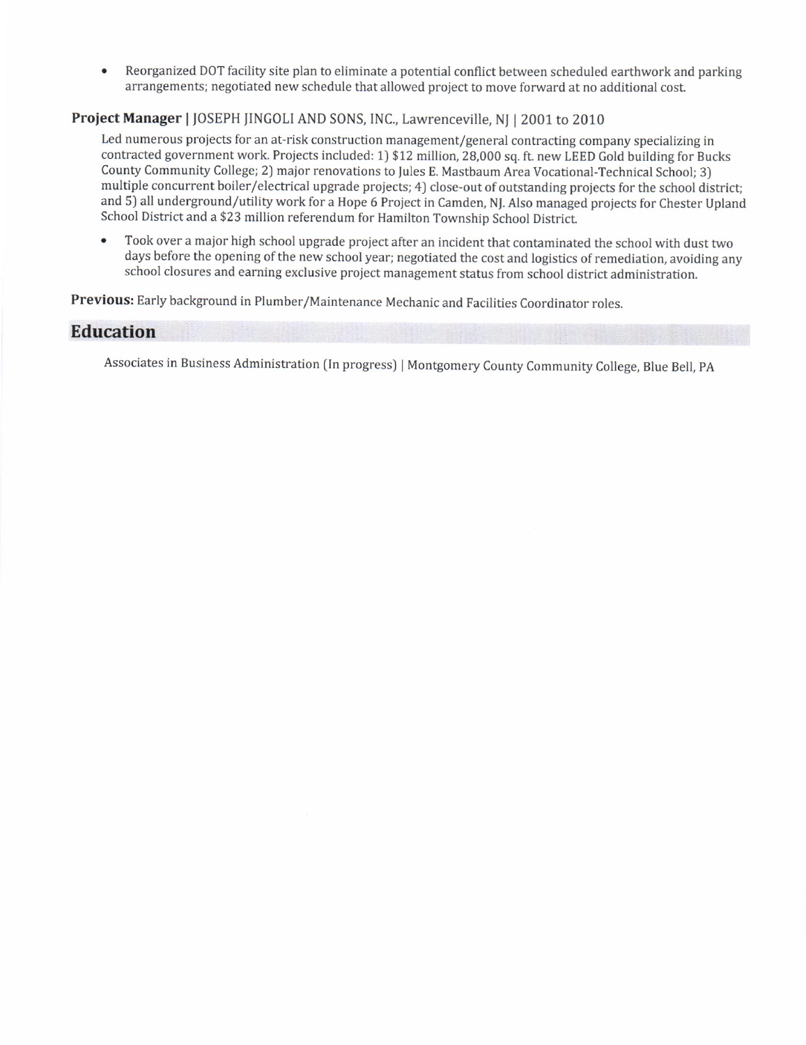- Reorganized DOT facility site plan to eliminate a potential conflict between scheduled earthwork and parking arrangements; negotiated new schedule that allowed project to move forward at no additional cost.

**Project Manager** | JOSEPH JINGOLI AND SONS, INC., Lawrenceville, NJ | 2001 to 2010

Led numerous projects for an at-risk construction management/general contracting company specializing in contracted government work. Projects included: 1) $12 million, 28,000 sq. ft. new LEED Gold building for Bucks County Community College; 2) major renovations to Jules E. Mastbaum Area Vocational-Technical School; 3) multiple concurrent boiler/electrical upgrade projects; 4) close-out of outstanding projects for the school district; and 5) all underground/utility work for a Hope 6 Project in Camden, NJ. Also managed projects for Chester Upland School District and a $23 million referendum for Hamilton Township School District.

- Took over a major high school upgrade project after an incident that contaminated the school with dust two days before the opening of the new school year; negotiated the cost and logistics of remediation, avoiding any school closures and earning exclusive project management status from school district administration.

**Previous:** Early background in Plumber/Maintenance Mechanic and Facilities Coordinator roles.

## Education

Associates in Business Administration (In progress) | Montgomery County Community College, Blue Bell, PA